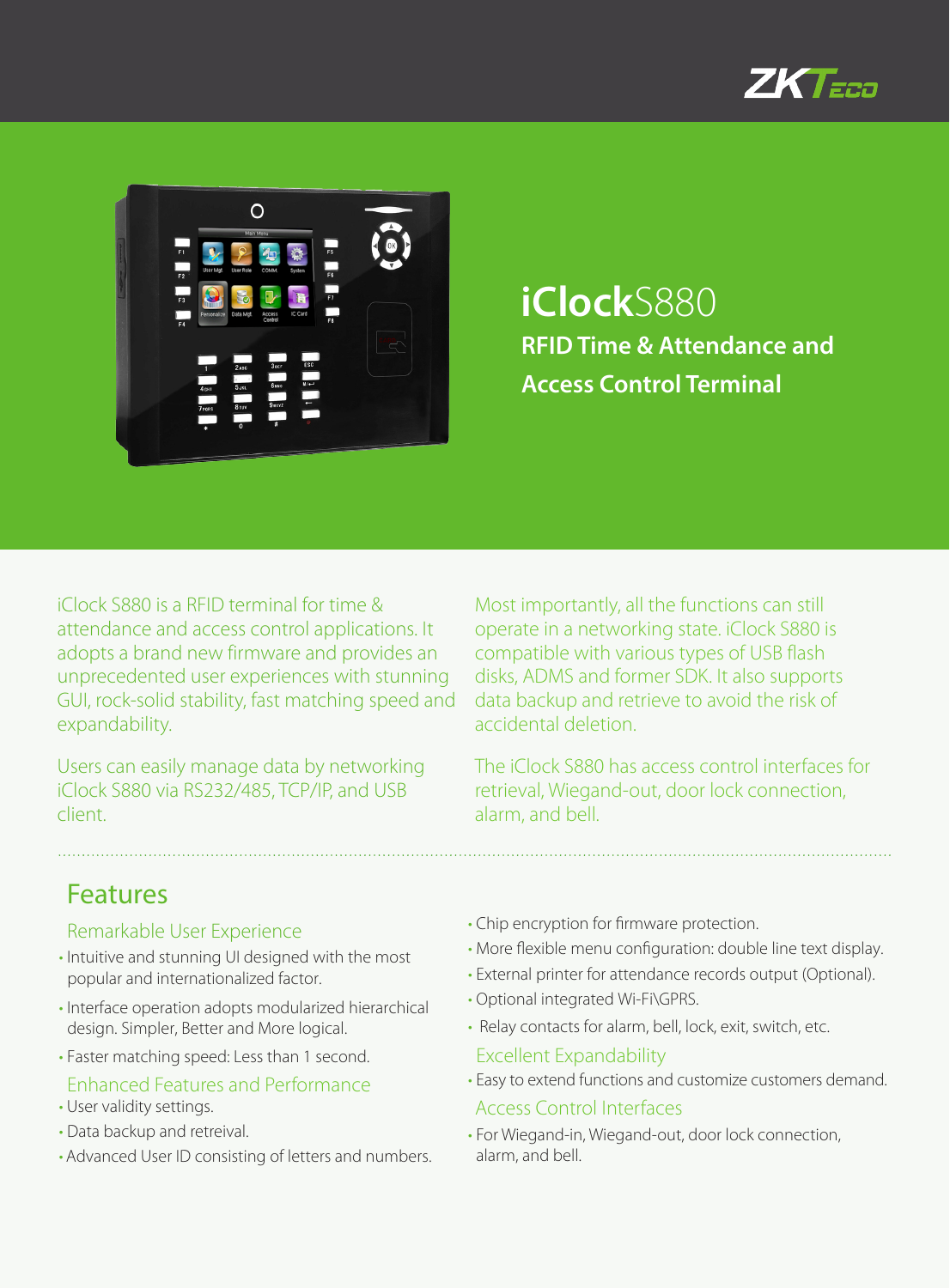# iClockS880

## RFID Time & Attendance and Access Control Terminal

iClock S880 is a RFID terminal for time & attendance and access control applications. It adopts a brand new firmware and provides an unprecedented user experiences with stunning GUI, rock-solid stability, fast matching speed and expandability.

Users can easily manage data by networking iClock S880 via RS232/485, TCP/IP, and USB client.

Most importantly, all the functions can still operate in a networking state. iClock S880 is compatible with various types of USB flash disks, ADMS and former SDK. It also supports data backup and retrieve to avoid the risk of accidental deletion.

The iClock S880 has access control interfaces for retrieval, Wiegand-out, door lock connection, alarm, and bell.

## Features

### Remarkable User Experience

- Intuitive and stunning UI designed with the most popular and internationalized factor.
- Interface operation adopts modularized hierarchical design. Simpler, Better and More logical.
- Faster matching speed: Less than 1 second.

### Enhanced Features and Performance

- User validity settings.
- Data backup and retreival.
- Advanced User ID consisting of letters and numbers.
- Chip encryption for firmware protection.
- More flexible menu configuration: double line text display.
- External printer for attendance records output (Optional).
- Optional integrated Wi-Fi\GPRS.
- Relay contacts for alarm, bell, lock, exit, switch, etc.

### Excellent Expandability

- Easy to extend functions and customize customers demand.

### Access Control Interfaces

- For Wiegand-in, Wiegand-out, door lock connection, alarm, and bell.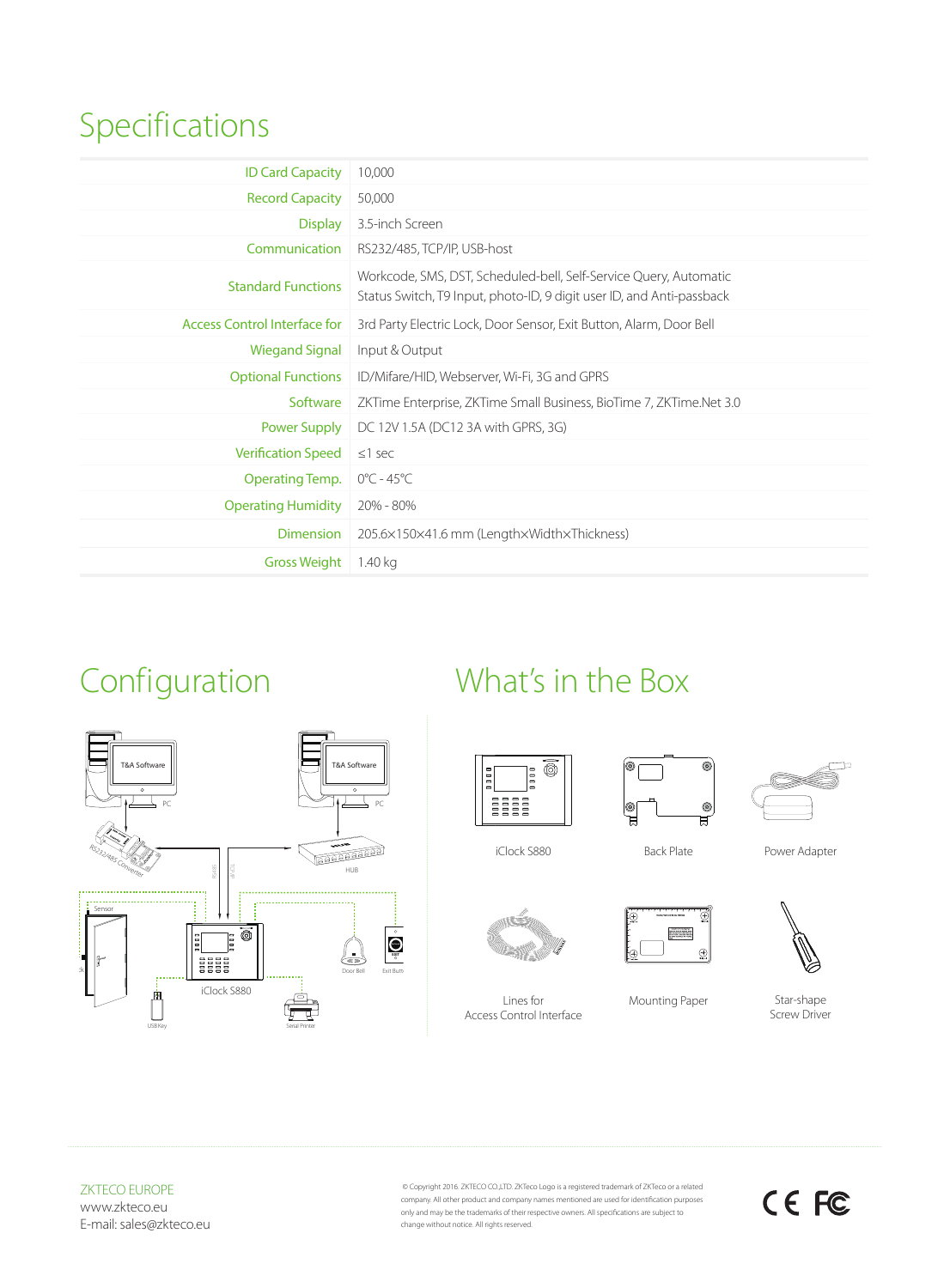# Specifications

| | |
|---|---|
| ID Card Capacity | 10,000 |
| Record Capacity | 50,000 |
| Display | 3.5-inch Screen |
| Communication | RS232/485, TCP/IP, USB-host |
| Standard Functions | Workcode, SMS, DST, Scheduled-bell, Self-Service Query, Automatic Status Switch, T9 Input, photo-ID, 9 digit user ID, and Anti-passback |
| Access Control Interface for | 3rd Party Electric Lock, Door Sensor, Exit Button, Alarm, Door Bell |
| Wiegand Signal | Input & Output |
| Optional Functions | ID/Mifare/HID, Webserver, Wi-Fi, 3G and GPRS |
| Software | ZKTime Enterprise, ZKTime Small Business, BioTime 7, ZKTime.Net 3.0 |
| Power Supply | DC 12V 1.5A (DC12 3A with GPRS, 3G) |
| Verification Speed | ≤1 sec |
| Operating Temp. | 0℃ - 45℃ |
| Operating Humidity | 20% - 80% |
| Dimension | 205.6×150×41.6 mm (Length×Width×Thickness) |
| Gross Weight | 1.40 kg |

# Configuration

T&A Software
PC
T&A Software
PC
RS232/485 Converter
RS485
TCP/IP
HUB
Sensor
iClock S880
Door Bell
Exit Button
USB Key
Serial Printer

# What's in the Box

iClock S880

Back Plate

Power Adapter

Lines for Access Control Interface

Mounting Paper

Star-shape Screw Driver

ZKTECO EUROPE
www.zkteco.eu
E-mail: sales@zkteco.eu

© Copyright 2016. ZKTECO CO.,LTD. ZKTeco Logo is a registered trademark of ZKTeco or a related company. All other product and company names mentioned are used for identification purposes only and may be the trademarks of their respective owners. All specifications are subject to change without notice. All rights reserved.